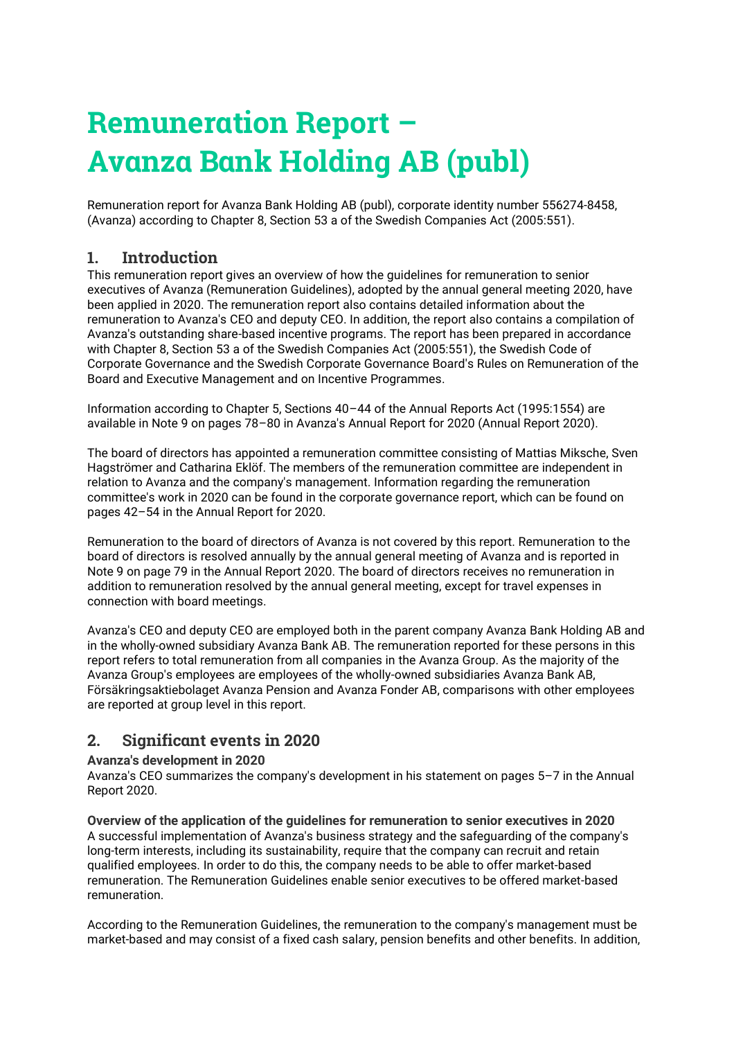# Remuneration Report – Avanza Bank Holding AB (publ)

Remuneration report for Avanza Bank Holding AB (publ), corporate identity number 556274-8458, (Avanza) according to Chapter 8, Section 53 a of the Swedish Companies Act (2005:551).

## 1. Introduction

This remuneration report gives an overview of how the guidelines for remuneration to senior executives of Avanza (Remuneration Guidelines), adopted by the annual general meeting 2020, have been applied in 2020. The remuneration report also contains detailed information about the remuneration to Avanza's CEO and deputy CEO. In addition, the report also contains a compilation of Avanza's outstanding share-based incentive programs. The report has been prepared in accordance with Chapter 8, Section 53 a of the Swedish Companies Act (2005:551), the Swedish Code of Corporate Governance and the Swedish Corporate Governance Board's Rules on Remuneration of the Board and Executive Management and on Incentive Programmes.

Information according to Chapter 5, Sections 40–44 of the Annual Reports Act (1995:1554) are available in Note 9 on pages 78–80 in Avanza's Annual Report for 2020 (Annual Report 2020).

The board of directors has appointed a remuneration committee consisting of Mattias Miksche, Sven Hagströmer and Catharina Eklöf. The members of the remuneration committee are independent in relation to Avanza and the company's management. Information regarding the remuneration committee's work in 2020 can be found in the corporate governance report, which can be found on pages 42–54 in the Annual Report for 2020.

Remuneration to the board of directors of Avanza is not covered by this report. Remuneration to the board of directors is resolved annually by the annual general meeting of Avanza and is reported in Note 9 on page 79 in the Annual Report 2020. The board of directors receives no remuneration in addition to remuneration resolved by the annual general meeting, except for travel expenses in connection with board meetings.

Avanza's CEO and deputy CEO are employed both in the parent company Avanza Bank Holding AB and in the wholly-owned subsidiary Avanza Bank AB. The remuneration reported for these persons in this report refers to total remuneration from all companies in the Avanza Group. As the majority of the Avanza Group's employees are employees of the wholly-owned subsidiaries Avanza Bank AB, Försäkringsaktiebolaget Avanza Pension and Avanza Fonder AB, comparisons with other employees are reported at group level in this report.

## 2. Significant events in 2020

**Avanza's development in 2020**

Avanza's CEO summarizes the company's development in his statement on pages 5–7 in the Annual Report 2020.

**Overview of the application of the guidelines for remuneration to senior executives in 2020**

A successful implementation of Avanza's business strategy and the safeguarding of the company's long-term interests, including its sustainability, require that the company can recruit and retain qualified employees. In order to do this, the company needs to be able to offer market-based remuneration. The Remuneration Guidelines enable senior executives to be offered market-based remuneration.

According to the Remuneration Guidelines, the remuneration to the company's management must be market-based and may consist of a fixed cash salary, pension benefits and other benefits. In addition,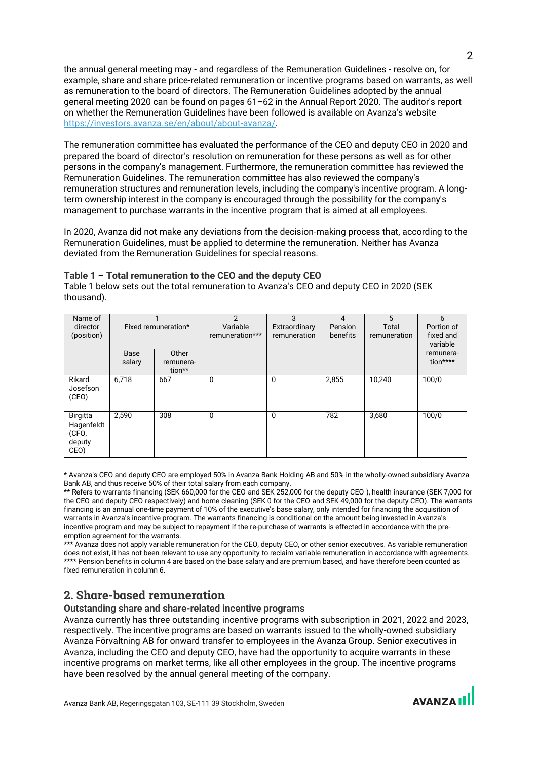the annual general meeting may - and regardless of the Remuneration Guidelines - resolve on, for example, share and share price-related remuneration or incentive programs based on warrants, as well as remuneration to the board of directors. The Remuneration Guidelines adopted by the annual general meeting 2020 can be found on pages 61–62 in the Annual Report 2020. The auditor's report on whether the Remuneration Guidelines have been followed is available on Avanza's website https://investors.avanza.se/en/about/about-avanza/.

The remuneration committee has evaluated the performance of the CEO and deputy CEO in 2020 and prepared the board of director's resolution on remuneration for these persons as well as for other persons in the company's management. Furthermore, the remuneration committee has reviewed the Remuneration Guidelines. The remuneration committee has also reviewed the company's remuneration structures and remuneration levels, including the company's incentive program. A long-term ownership interest in the company is encouraged through the possibility for the company's management to purchase warrants in the incentive program that is aimed at all employees.

In 2020, Avanza did not make any deviations from the decision-making process that, according to the Remuneration Guidelines, must be applied to determine the remuneration. Neither has Avanza deviated from the Remuneration Guidelines for special reasons.

**Table 1 – Total remuneration to the CEO and the deputy CEO**

Table 1 below sets out the total remuneration to Avanza's CEO and deputy CEO in 2020 (SEK thousand).

| Name of director (position) | 1 Fixed remuneration* | | 2 Variable remuneration*** | 3 Extraordinary remuneration | 4 Pension benefits | 5 Total remuneration | 6 Portion of fixed and variable remuneration**** |
|---|---|---|---|---|---|---|---|
| | Base salary | Other remuneration** | | | | | |
| Rikard Josefson (CEO) | 6,718 | 667 | 0 | 0 | 2,855 | 10,240 | 100/0 |
| Birgitta Hagenfeldt (CFO, deputy CEO) | 2,590 | 308 | 0 | 0 | 782 | 3,680 | 100/0 |

* Avanza's CEO and deputy CEO are employed 50% in Avanza Bank Holding AB and 50% in the wholly-owned subsidiary Avanza Bank AB, and thus receive 50% of their total salary from each company.
** Refers to warrants financing (SEK 660,000 for the CEO and SEK 252,000 for the deputy CEO ), health insurance (SEK 7,000 for the CEO and deputy CEO respectively) and home cleaning (SEK 0 for the CEO and SEK 49,000 for the deputy CEO). The warrants financing is an annual one-time payment of 10% of the executive's base salary, only intended for financing the acquisition of warrants in Avanza's incentive program. The warrants financing is conditional on the amount being invested in Avanza's incentive program and may be subject to repayment if the re-purchase of warrants is effected in accordance with the pre-emption agreement for the warrants.
*** Avanza does not apply variable remuneration for the CEO, deputy CEO, or other senior executives. As variable remuneration does not exist, it has not been relevant to use any opportunity to reclaim variable remuneration in accordance with agreements.
**** Pension benefits in column 4 are based on the base salary and are premium based, and have therefore been counted as fixed remuneration in column 6.

## 2. Share-based remuneration

### Outstanding share and share-related incentive programs

Avanza currently has three outstanding incentive programs with subscription in 2021, 2022 and 2023, respectively. The incentive programs are based on warrants issued to the wholly-owned subsidiary Avanza Förvaltning AB for onward transfer to employees in the Avanza Group. Senior executives in Avanza, including the CEO and deputy CEO, have had the opportunity to acquire warrants in these incentive programs on market terms, like all other employees in the group. The incentive programs have been resolved by the annual general meeting of the company.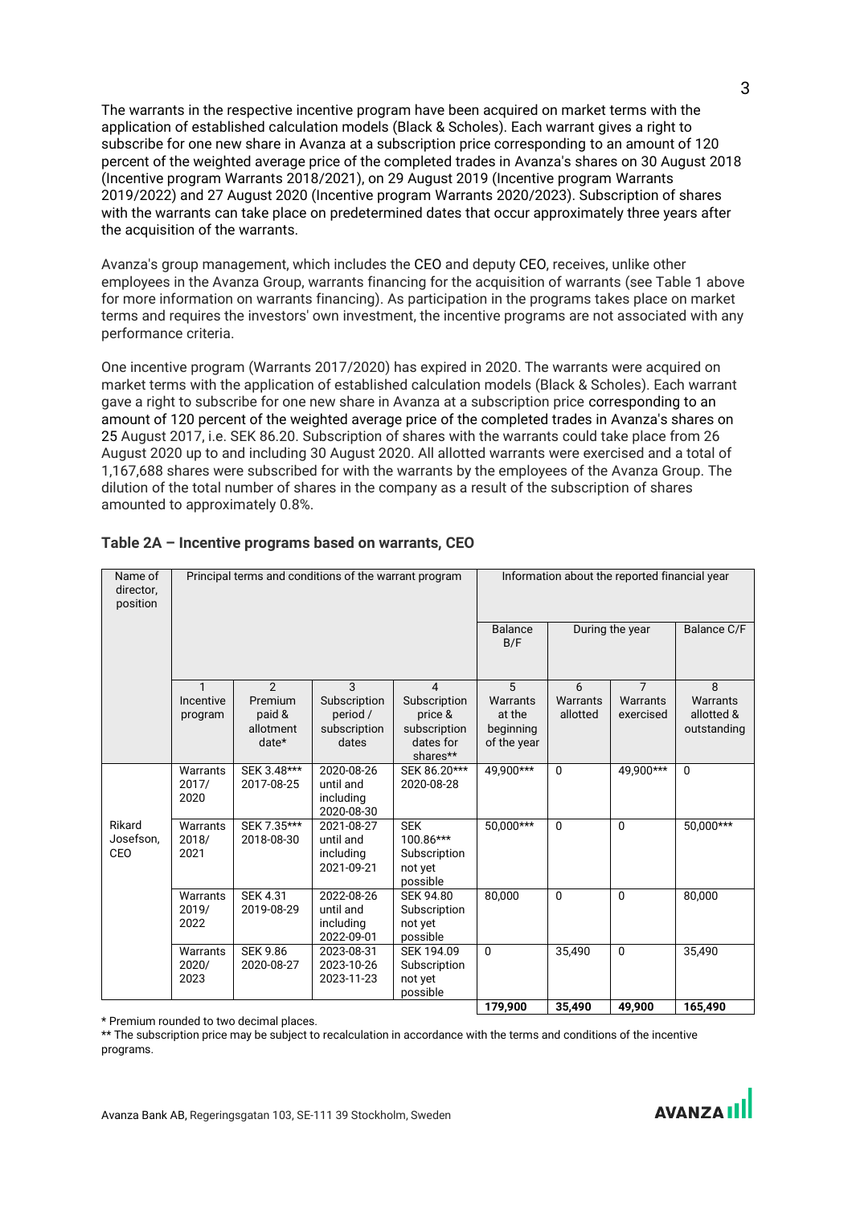The warrants in the respective incentive program have been acquired on market terms with the application of established calculation models (Black & Scholes). Each warrant gives a right to subscribe for one new share in Avanza at a subscription price corresponding to an amount of 120 percent of the weighted average price of the completed trades in Avanza's shares on 30 August 2018 (Incentive program Warrants 2018/2021), on 29 August 2019 (Incentive program Warrants 2019/2022) and 27 August 2020 (Incentive program Warrants 2020/2023). Subscription of shares with the warrants can take place on predetermined dates that occur approximately three years after the acquisition of the warrants.

Avanza's group management, which includes the CEO and deputy CEO, receives, unlike other employees in the Avanza Group, warrants financing for the acquisition of warrants (see Table 1 above for more information on warrants financing). As participation in the programs takes place on market terms and requires the investors' own investment, the incentive programs are not associated with any performance criteria.

One incentive program (Warrants 2017/2020) has expired in 2020. The warrants were acquired on market terms with the application of established calculation models (Black & Scholes). Each warrant gave a right to subscribe for one new share in Avanza at a subscription price corresponding to an amount of 120 percent of the weighted average price of the completed trades in Avanza's shares on 25 August 2017, i.e. SEK 86.20. Subscription of shares with the warrants could take place from 26 August 2020 up to and including 30 August 2020. All allotted warrants were exercised and a total of 1,167,688 shares were subscribed for with the warrants by the employees of the Avanza Group. The dilution of the total number of shares in the company as a result of the subscription of shares amounted to approximately 0.8%.

### Table 2A – Incentive programs based on warrants, CEO

| Name of director, position | Principal terms and conditions of the warrant program | | | | Information about the reported financial year | | | |
|---|---|---|---|---|---|---|---|---|
| | | | | | Balance B/F | During the year | | Balance C/F |
| | 1 Incentive program | 2 Premium paid & allotment date* | 3 Subscription period / subscription dates | 4 Subscription price & subscription dates for shares** | 5 Warrants at the beginning of the year | 6 Warrants allotted | 7 Warrants exercised | 8 Warrants allotted & outstanding |
| Rikard Josefson, CEO | Warrants 2017/ 2020 | SEK 3.48*** 2017-08-25 | 2020-08-26 until and including 2020-08-30 | SEK 86.20*** 2020-08-28 | 49,900*** | 0 | 49,900*** | 0 |
| | Warrants 2018/ 2021 | SEK 7.35*** 2018-08-30 | 2021-08-27 until and including 2021-09-21 | SEK 100.86*** Subscription not yet possible | 50,000*** | 0 | 0 | 50,000*** |
| | Warrants 2019/ 2022 | SEK 4.31 2019-08-29 | 2022-08-26 until and including 2022-09-01 | SEK 94.80 Subscription not yet possible | 80,000 | 0 | 0 | 80,000 |
| | Warrants 2020/ 2023 | SEK 9.86 2020-08-27 | 2023-08-31 2023-10-26 2023-11-23 | SEK 194.09 Subscription not yet possible | 0 | 35,490 | 0 | 35,490 |
| | | | | | **179,900** | **35,490** | **49,900** | **165,490** |

\* Premium rounded to two decimal places.

\*\* The subscription price may be subject to recalculation in accordance with the terms and conditions of the incentive programs.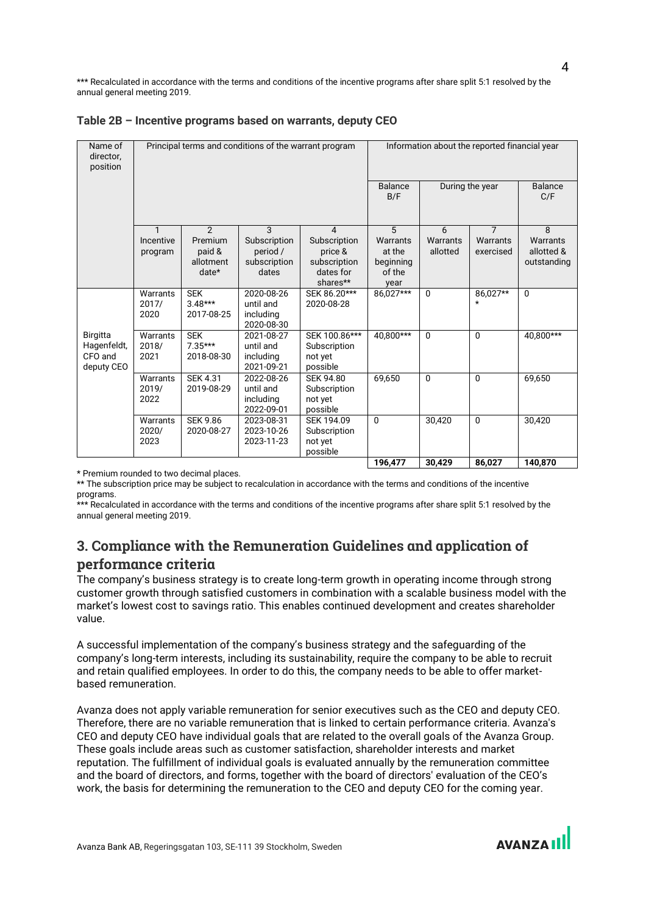*** Recalculated in accordance with the terms and conditions of the incentive programs after share split 5:1 resolved by the annual general meeting 2019.

**Table 2B – Incentive programs based on warrants, deputy CEO**

| Name of director, position | Principal terms and conditions of the warrant program | | | | Information about the reported financial year | | | |
|---|---|---|---|---|---|---|---|---|
| | | | | | Balance B/F | During the year | | Balance C/F |
| | 1 Incentive program | 2 Premium paid & allotment date* | 3 Subscription period / subscription dates | 4 Subscription price & subscription dates for shares** | 5 Warrants at the beginning of the year | 6 Warrants allotted | 7 Warrants exercised | 8 Warrants allotted & outstanding |
| Birgitta Hagenfeldt, CFO and deputy CEO | Warrants 2017/ 2020 | SEK 3.48*** 2017-08-25 | 2020-08-26 until and including 2020-08-30 | SEK 86.20*** 2020-08-28 | 86,027*** | 0 | 86,027*** | 0 |
| | Warrants 2018/ 2021 | SEK 7.35*** 2018-08-30 | 2021-08-27 until and including 2021-09-21 | SEK 100.86*** Subscription not yet possible | 40,800*** | 0 | 0 | 40,800*** |
| | Warrants 2019/ 2022 | SEK 4.31 2019-08-29 | 2022-08-26 until and including 2022-09-01 | SEK 94.80 Subscription not yet possible | 69,650 | 0 | 0 | 69,650 |
| | Warrants 2020/ 2023 | SEK 9.86 2020-08-27 | 2023-08-31 2023-10-26 2023-11-23 | SEK 194.09 Subscription not yet possible | 0 | 30,420 | 0 | 30,420 |
| | | | | | **196,477** | **30,429** | **86,027** | **140,870** |

* Premium rounded to two decimal places.

** The subscription price may be subject to recalculation in accordance with the terms and conditions of the incentive programs.

*** Recalculated in accordance with the terms and conditions of the incentive programs after share split 5:1 resolved by the annual general meeting 2019.

## 3. Compliance with the Remuneration Guidelines and application of performance criteria

The company's business strategy is to create long-term growth in operating income through strong customer growth through satisfied customers in combination with a scalable business model with the market's lowest cost to savings ratio. This enables continued development and creates shareholder value.

A successful implementation of the company's business strategy and the safeguarding of the company's long-term interests, including its sustainability, require the company to be able to recruit and retain qualified employees. In order to do this, the company needs to be able to offer market-based remuneration.

Avanza does not apply variable remuneration for senior executives such as the CEO and deputy CEO. Therefore, there are no variable remuneration that is linked to certain performance criteria. Avanza's CEO and deputy CEO have individual goals that are related to the overall goals of the Avanza Group. These goals include areas such as customer satisfaction, shareholder interests and market reputation. The fulfillment of individual goals is evaluated annually by the remuneration committee and the board of directors, and forms, together with the board of directors' evaluation of the CEO's work, the basis for determining the remuneration to the CEO and deputy CEO for the coming year.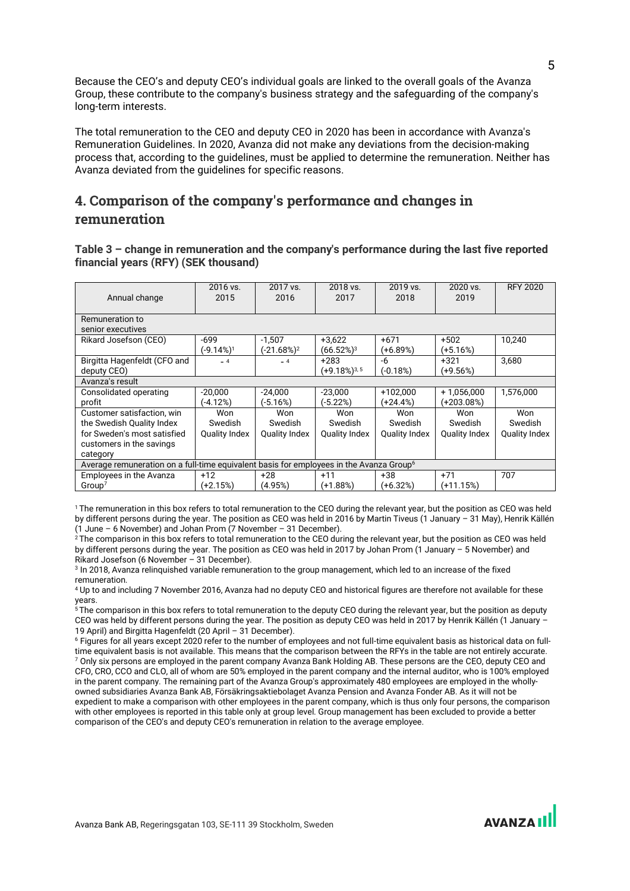Because the CEO's and deputy CEO's individual goals are linked to the overall goals of the Avanza Group, these contribute to the company's business strategy and the safeguarding of the company's long-term interests.

The total remuneration to the CEO and deputy CEO in 2020 has been in accordance with Avanza's Remuneration Guidelines. In 2020, Avanza did not make any deviations from the decision-making process that, according to the guidelines, must be applied to determine the remuneration. Neither has Avanza deviated from the guidelines for specific reasons.

## 4. Comparison of the company's performance and changes in remuneration

**Table 3 – change in remuneration and the company's performance during the last five reported financial years (RFY) (SEK thousand)**

| Annual change | 2016 vs. 2015 | 2017 vs. 2016 | 2018 vs. 2017 | 2019 vs. 2018 | 2020 vs. 2019 | RFY 2020 |
|---|---|---|---|---|---|---|
| Remuneration to senior executives | | | | | | |
| Rikard Josefson (CEO) | -699 (-9.14%)[1] | -1,507 (-21.68%)[2] | +3,622 (66.52%)[3] | +671 (+6.89%) | +502 (+5.16%) | 10,240 |
| Birgitta Hagenfeldt (CFO and deputy CEO) | -[4] | -[4] | +283 (+9.18%)[3, 5] | -6 (-0.18%) | +321 (+9.56%) | 3,680 |
| Avanza's result | | | | | | |
| Consolidated operating profit | -20,000 (-4.12%) | -24,000 (-5.16%) | -23,000 (-5.22%) | +102,000 (+24.4%) | + 1,056,000 (+203.08%) | 1,576,000 |
| Customer satisfaction, win the Swedish Quality Index for Sweden's most satisfied customers in the savings category | Won Swedish Quality Index | Won Swedish Quality Index | Won Swedish Quality Index | Won Swedish Quality Index | Won Swedish Quality Index | Won Swedish Quality Index |
| Average remuneration on a full-time equivalent basis for employees in the Avanza Group[6] | | | | | | |
| Employees in the Avanza Group[7] | +12 (+2.15%) | +28 (4.95%) | +11 (+1.88%) | +38 (+6.32%) | +71 (+11.15%) | 707 |

[1] The remuneration in this box refers to total remuneration to the CEO during the relevant year, but the position as CEO was held by different persons during the year. The position as CEO was held in 2016 by Martin Tiveus (1 January – 31 May), Henrik Källén (1 June – 6 November) and Johan Prom (7 November – 31 December).

[2] The comparison in this box refers to total remuneration to the CEO during the relevant year, but the position as CEO was held by different persons during the year. The position as CEO was held in 2017 by Johan Prom (1 January – 5 November) and Rikard Josefson (6 November – 31 December).

[3] In 2018, Avanza relinquished variable remuneration to the group management, which led to an increase of the fixed remuneration.

[4] Up to and including 7 November 2016, Avanza had no deputy CEO and historical figures are therefore not available for these years.

[5] The comparison in this box refers to total remuneration to the deputy CEO during the relevant year, but the position as deputy CEO was held by different persons during the year. The position as deputy CEO was held in 2017 by Henrik Källén (1 January – 19 April) and Birgitta Hagenfeldt (20 April – 31 December).

[6] Figures for all years except 2020 refer to the number of employees and not full-time equivalent basis as historical data on full-time equivalent basis is not available. This means that the comparison between the RFYs in the table are not entirely accurate.

[7] Only six persons are employed in the parent company Avanza Bank Holding AB. These persons are the CEO, deputy CEO and CFO, CRO, CCO and CLO, all of whom are 50% employed in the parent company and the internal auditor, who is 100% employed in the parent company. The remaining part of the Avanza Group's approximately 480 employees are employed in the wholly-owned subsidiaries Avanza Bank AB, Försäkringsaktiebolaget Avanza Pension and Avanza Fonder AB. As it will not be expedient to make a comparison with other employees in the parent company, which is thus only four persons, the comparison with other employees is reported in this table only at group level. Group management has been excluded to provide a better comparison of the CEO's and deputy CEO's remuneration in relation to the average employee.